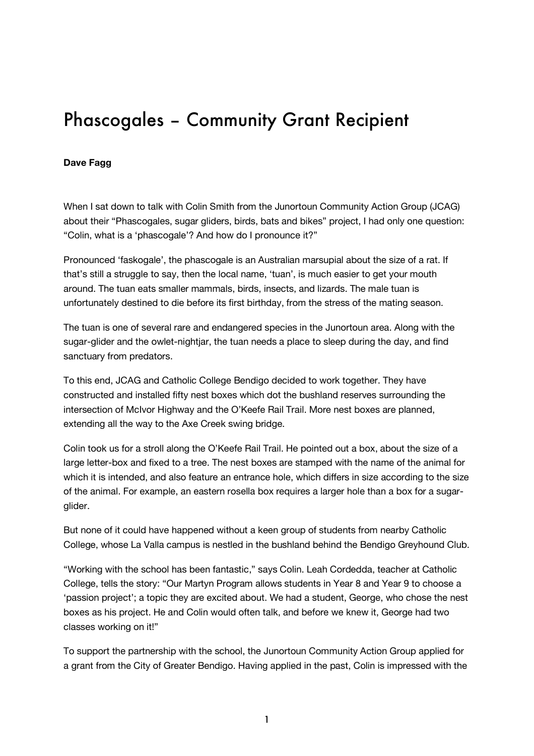# Phascogales – Community Grant Recipient

**Dave Fagg**

When I sat down to talk with Colin Smith from the Junortoun Community Action Group (JCAG) about their "Phascogales, sugar gliders, birds, bats and bikes" project, I had only one question: "Colin, what is a 'phascogale'? And how do I pronounce it?"

Pronounced 'faskogale', the phascogale is an Australian marsupial about the size of a rat. If that's still a struggle to say, then the local name, 'tuan', is much easier to get your mouth around. The tuan eats smaller mammals, birds, insects, and lizards. The male tuan is unfortunately destined to die before its first birthday, from the stress of the mating season.

The tuan is one of several rare and endangered species in the Junortoun area. Along with the sugar-glider and the owlet-nightjar, the tuan needs a place to sleep during the day, and find sanctuary from predators.

To this end, JCAG and Catholic College Bendigo decided to work together. They have constructed and installed fifty nest boxes which dot the bushland reserves surrounding the intersection of McIvor Highway and the O'Keefe Rail Trail. More nest boxes are planned, extending all the way to the Axe Creek swing bridge.

Colin took us for a stroll along the O'Keefe Rail Trail. He pointed out a box, about the size of a large letter-box and fixed to a tree. The nest boxes are stamped with the name of the animal for which it is intended, and also feature an entrance hole, which differs in size according to the size of the animal. For example, an eastern rosella box requires a larger hole than a box for a sugar-glider.

But none of it could have happened without a keen group of students from nearby Catholic College, whose La Valla campus is nestled in the bushland behind the Bendigo Greyhound Club.

"Working with the school has been fantastic," says Colin. Leah Cordedda, teacher at Catholic College, tells the story: "Our Martyn Program allows students in Year 8 and Year 9 to choose a 'passion project'; a topic they are excited about. We had a student, George, who chose the nest boxes as his project. He and Colin would often talk, and before we knew it, George had two classes working on it!"

To support the partnership with the school, the Junortoun Community Action Group applied for a grant from the City of Greater Bendigo. Having applied in the past, Colin is impressed with the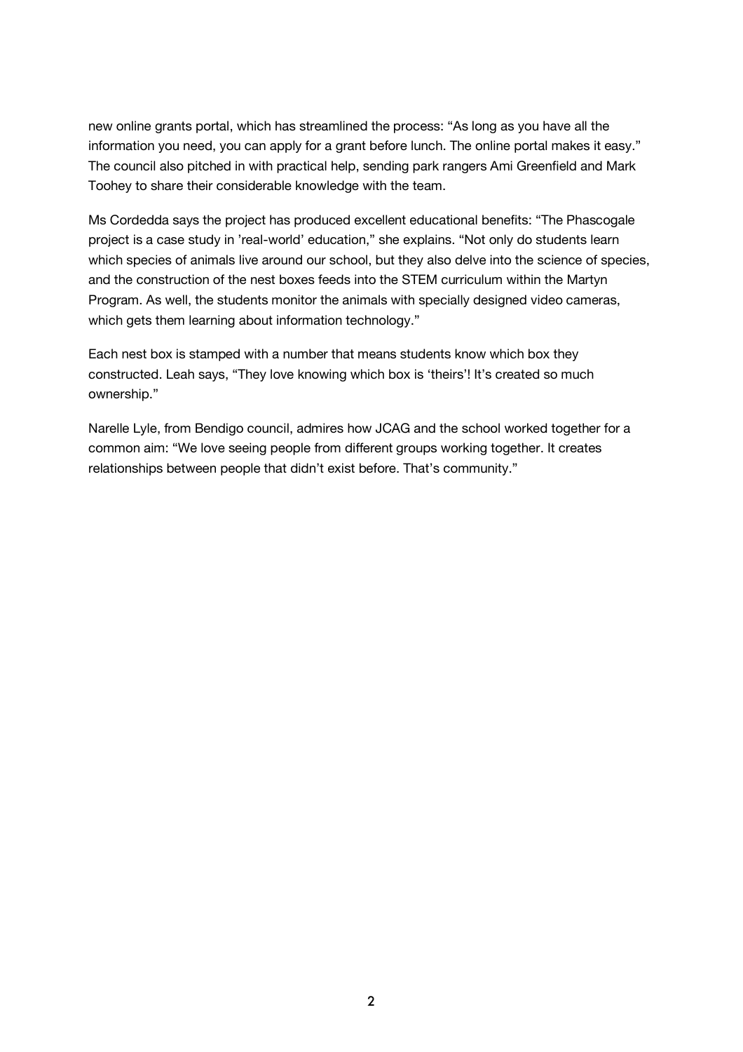new online grants portal, which has streamlined the process: "As long as you have all the information you need, you can apply for a grant before lunch. The online portal makes it easy." The council also pitched in with practical help, sending park rangers Ami Greenfield and Mark Toohey to share their considerable knowledge with the team.

Ms Cordedda says the project has produced excellent educational benefits: "The Phascogale project is a case study in 'real-world' education," she explains. "Not only do students learn which species of animals live around our school, but they also delve into the science of species, and the construction of the nest boxes feeds into the STEM curriculum within the Martyn Program. As well, the students monitor the animals with specially designed video cameras, which gets them learning about information technology."

Each nest box is stamped with a number that means students know which box they constructed. Leah says, "They love knowing which box is 'theirs'! It's created so much ownership."

Narelle Lyle, from Bendigo council, admires how JCAG and the school worked together for a common aim: "We love seeing people from different groups working together. It creates relationships between people that didn't exist before. That's community."